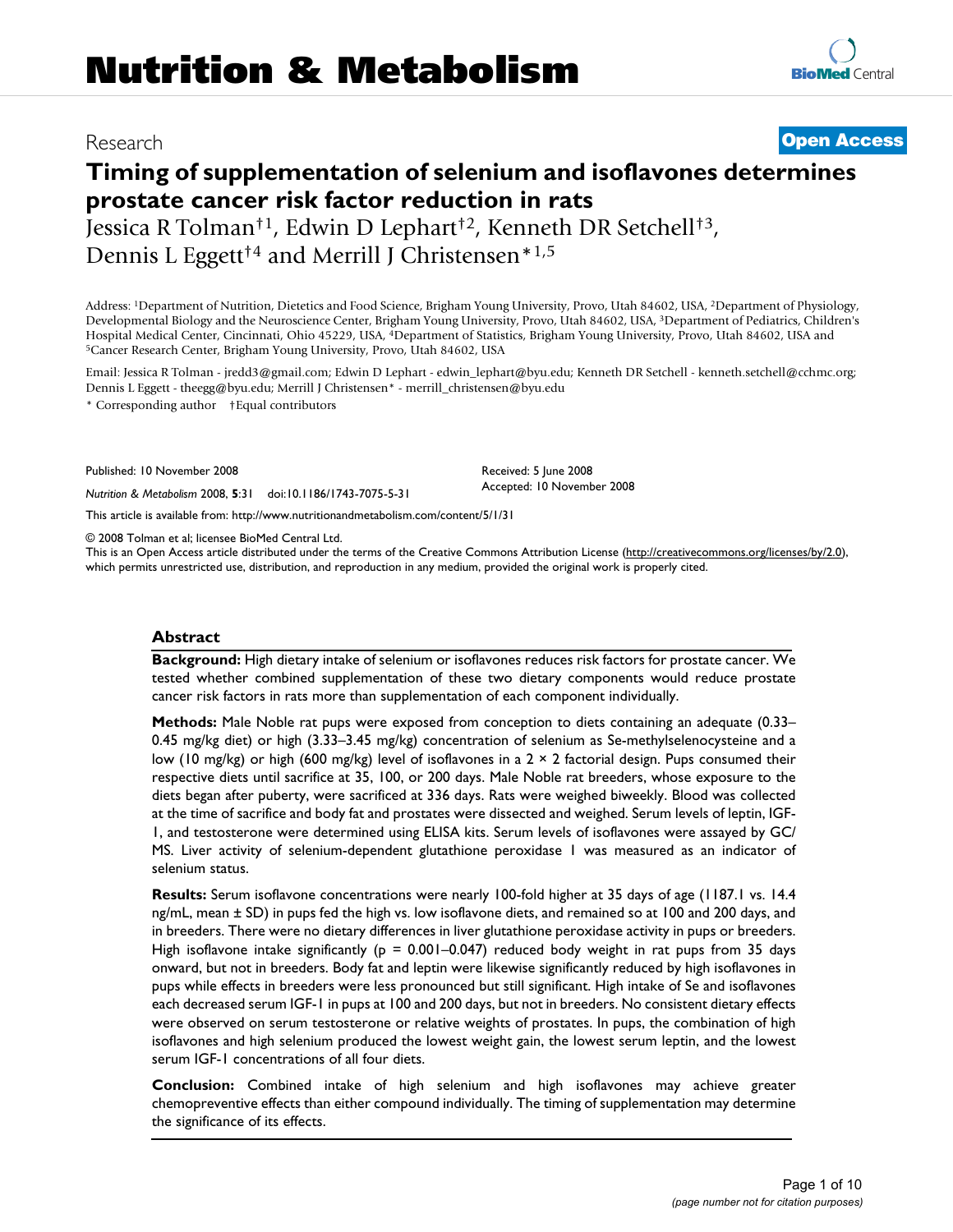# Nutrition & Metabolism

Research

**Open Access**

# Timing of supplementation of selenium and isoflavones determines prostate cancer risk factor reduction in rats

Jessica R Tolman†[1], Edwin D Lephart†[2], Kenneth DR Setchell†[3], Dennis L Eggett†[4] and Merrill J Christensen*[1,5]

Address: [1]Department of Nutrition, Dietetics and Food Science, Brigham Young University, Provo, Utah 84602, USA, [2]Department of Physiology, Developmental Biology and the Neuroscience Center, Brigham Young University, Provo, Utah 84602, USA, [3]Department of Pediatrics, Children's Hospital Medical Center, Cincinnati, Ohio 45229, USA, [4]Department of Statistics, Brigham Young University, Provo, Utah 84602, USA and [5]Cancer Research Center, Brigham Young University, Provo, Utah 84602, USA

Email: Jessica R Tolman - jredd3@gmail.com; Edwin D Lephart - edwin_lephart@byu.edu; Kenneth DR Setchell - kenneth.setchell@cchmc.org; Dennis L Eggett - theegg@byu.edu; Merrill J Christensen* - merrill_christensen@byu.edu

\* Corresponding author †Equal contributors

Published: 10 November 2008

*Nutrition & Metabolism* 2008, **5**:31 doi:10.1186/1743-7075-5-31

Received: 5 June 2008
Accepted: 10 November 2008

This article is available from: http://www.nutritionandmetabolism.com/content/5/1/31

© 2008 Tolman et al; licensee BioMed Central Ltd.
This is an Open Access article distributed under the terms of the Creative Commons Attribution License (http://creativecommons.org/licenses/by/2.0), which permits unrestricted use, distribution, and reproduction in any medium, provided the original work is properly cited.

## Abstract

**Background:** High dietary intake of selenium or isoflavones reduces risk factors for prostate cancer. We tested whether combined supplementation of these two dietary components would reduce prostate cancer risk factors in rats more than supplementation of each component individually.

**Methods:** Male Noble rat pups were exposed from conception to diets containing an adequate (0.33–0.45 mg/kg diet) or high (3.33–3.45 mg/kg) concentration of selenium as Se-methylselenocysteine and a low (10 mg/kg) or high (600 mg/kg) level of isoflavones in a 2 × 2 factorial design. Pups consumed their respective diets until sacrifice at 35, 100, or 200 days. Male Noble rat breeders, whose exposure to the diets began after puberty, were sacrificed at 336 days. Rats were weighed biweekly. Blood was collected at the time of sacrifice and body fat and prostates were dissected and weighed. Serum levels of leptin, IGF-1, and testosterone were determined using ELISA kits. Serum levels of isoflavones were assayed by GC/MS. Liver activity of selenium-dependent glutathione peroxidase 1 was measured as an indicator of selenium status.

**Results:** Serum isoflavone concentrations were nearly 100-fold higher at 35 days of age (1187.1 vs. 14.4 ng/mL, mean ± SD) in pups fed the high vs. low isoflavone diets, and remained so at 100 and 200 days, and in breeders. There were no dietary differences in liver glutathione peroxidase activity in pups or breeders. High isoflavone intake significantly ($p$ = 0.001–0.047) reduced body weight in rat pups from 35 days onward, but not in breeders. Body fat and leptin were likewise significantly reduced by high isoflavones in pups while effects in breeders were less pronounced but still significant. High intake of Se and isoflavones each decreased serum IGF-1 in pups at 100 and 200 days, but not in breeders. No consistent dietary effects were observed on serum testosterone or relative weights of prostates. In pups, the combination of high isoflavones and high selenium produced the lowest weight gain, the lowest serum leptin, and the lowest serum IGF-1 concentrations of all four diets.

**Conclusion:** Combined intake of high selenium and high isoflavones may achieve greater chemopreventive effects than either compound individually. The timing of supplementation may determine the significance of its effects.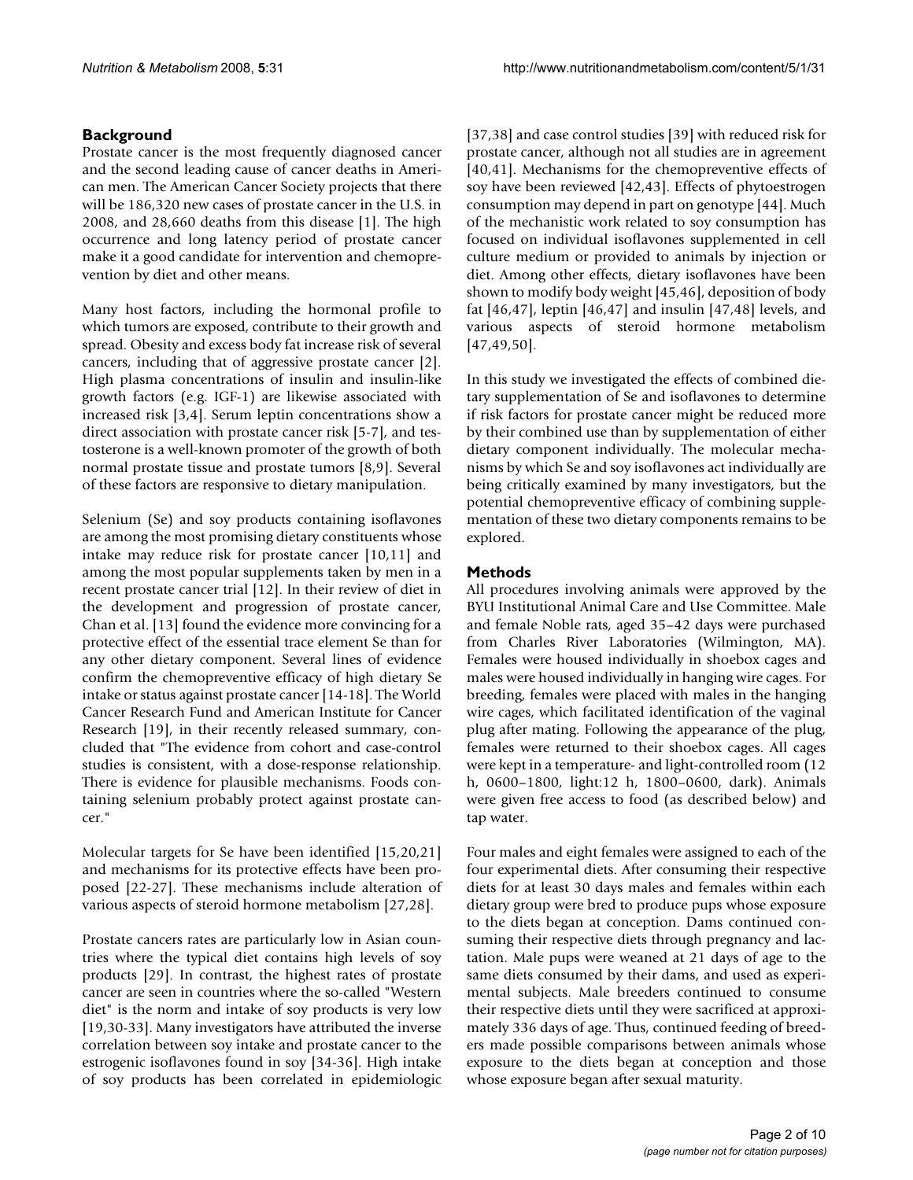## Background

Prostate cancer is the most frequently diagnosed cancer and the second leading cause of cancer deaths in American men. The American Cancer Society projects that there will be 186,320 new cases of prostate cancer in the U.S. in 2008, and 28,660 deaths from this disease [1]. The high occurrence and long latency period of prostate cancer make it a good candidate for intervention and chemoprevention by diet and other means.

Many host factors, including the hormonal profile to which tumors are exposed, contribute to their growth and spread. Obesity and excess body fat increase risk of several cancers, including that of aggressive prostate cancer [2]. High plasma concentrations of insulin and insulin-like growth factors (e.g. IGF-1) are likewise associated with increased risk [3,4]. Serum leptin concentrations show a direct association with prostate cancer risk [5-7], and testosterone is a well-known promoter of the growth of both normal prostate tissue and prostate tumors [8,9]. Several of these factors are responsive to dietary manipulation.

Selenium (Se) and soy products containing isoflavones are among the most promising dietary constituents whose intake may reduce risk for prostate cancer [10,11] and among the most popular supplements taken by men in a recent prostate cancer trial [12]. In their review of diet in the development and progression of prostate cancer, Chan et al. [13] found the evidence more convincing for a protective effect of the essential trace element Se than for any other dietary component. Several lines of evidence confirm the chemopreventive efficacy of high dietary Se intake or status against prostate cancer [14-18]. The World Cancer Research Fund and American Institute for Cancer Research [19], in their recently released summary, concluded that "The evidence from cohort and case-control studies is consistent, with a dose-response relationship. There is evidence for plausible mechanisms. Foods containing selenium probably protect against prostate cancer."

Molecular targets for Se have been identified [15,20,21] and mechanisms for its protective effects have been proposed [22-27]. These mechanisms include alteration of various aspects of steroid hormone metabolism [27,28].

Prostate cancers rates are particularly low in Asian countries where the typical diet contains high levels of soy products [29]. In contrast, the highest rates of prostate cancer are seen in countries where the so-called "Western diet" is the norm and intake of soy products is very low [19,30-33]. Many investigators have attributed the inverse correlation between soy intake and prostate cancer to the estrogenic isoflavones found in soy [34-36]. High intake of soy products has been correlated in epidemiologic [37,38] and case control studies [39] with reduced risk for prostate cancer, although not all studies are in agreement [40,41]. Mechanisms for the chemopreventive effects of soy have been reviewed [42,43]. Effects of phytoestrogen consumption may depend in part on genotype [44]. Much of the mechanistic work related to soy consumption has focused on individual isoflavones supplemented in cell culture medium or provided to animals by injection or diet. Among other effects, dietary isoflavones have been shown to modify body weight [45,46], deposition of body fat [46,47], leptin [46,47] and insulin [47,48] levels, and various aspects of steroid hormone metabolism [47,49,50].

In this study we investigated the effects of combined dietary supplementation of Se and isoflavones to determine if risk factors for prostate cancer might be reduced more by their combined use than by supplementation of either dietary component individually. The molecular mechanisms by which Se and soy isoflavones act individually are being critically examined by many investigators, but the potential chemopreventive efficacy of combining supplementation of these two dietary components remains to be explored.

## Methods

All procedures involving animals were approved by the BYU Institutional Animal Care and Use Committee. Male and female Noble rats, aged 35–42 days were purchased from Charles River Laboratories (Wilmington, MA). Females were housed individually in shoebox cages and males were housed individually in hanging wire cages. For breeding, females were placed with males in the hanging wire cages, which facilitated identification of the vaginal plug after mating. Following the appearance of the plug, females were returned to their shoebox cages. All cages were kept in a temperature- and light-controlled room (12 h, 0600–1800, light:12 h, 1800–0600, dark). Animals were given free access to food (as described below) and tap water.

Four males and eight females were assigned to each of the four experimental diets. After consuming their respective diets for at least 30 days males and females within each dietary group were bred to produce pups whose exposure to the diets began at conception. Dams continued consuming their respective diets through pregnancy and lactation. Male pups were weaned at 21 days of age to the same diets consumed by their dams, and used as experimental subjects. Male breeders continued to consume their respective diets until they were sacrificed at approximately 336 days of age. Thus, continued feeding of breeders made possible comparisons between animals whose exposure to the diets began at conception and those whose exposure began after sexual maturity.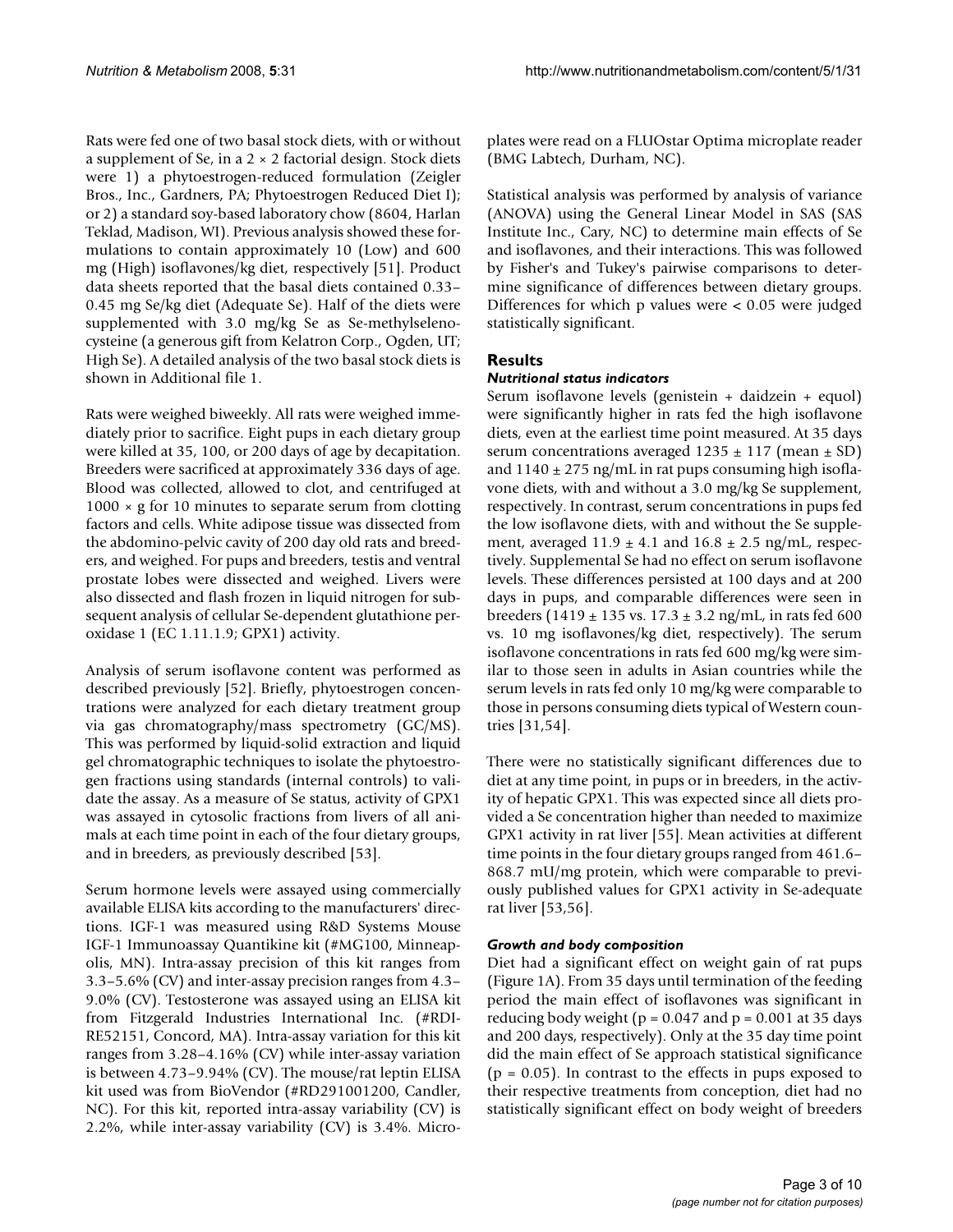Rats were fed one of two basal stock diets, with or without a supplement of Se, in a 2 × 2 factorial design. Stock diets were 1) a phytoestrogen-reduced formulation (Zeigler Bros., Inc., Gardners, PA; Phytoestrogen Reduced Diet I); or 2) a standard soy-based laboratory chow (8604, Harlan Teklad, Madison, WI). Previous analysis showed these formulations to contain approximately 10 (Low) and 600 mg (High) isoflavones/kg diet, respectively [51]. Product data sheets reported that the basal diets contained 0.33–0.45 mg Se/kg diet (Adequate Se). Half of the diets were supplemented with 3.0 mg/kg Se as Se-methylselenocysteine (a generous gift from Kelatron Corp., Ogden, UT; High Se). A detailed analysis of the two basal stock diets is shown in Additional file 1.

Rats were weighed biweekly. All rats were weighed immediately prior to sacrifice. Eight pups in each dietary group were killed at 35, 100, or 200 days of age by decapitation. Breeders were sacrificed at approximately 336 days of age. Blood was collected, allowed to clot, and centrifuged at 1000 × g for 10 minutes to separate serum from clotting factors and cells. White adipose tissue was dissected from the abdomino-pelvic cavity of 200 day old rats and breeders, and weighed. For pups and breeders, testis and ventral prostate lobes were dissected and weighed. Livers were also dissected and flash frozen in liquid nitrogen for subsequent analysis of cellular Se-dependent glutathione peroxidase 1 (EC 1.11.1.9; GPX1) activity.

Analysis of serum isoflavone content was performed as described previously [52]. Briefly, phytoestrogen concentrations were analyzed for each dietary treatment group via gas chromatography/mass spectrometry (GC/MS). This was performed by liquid-solid extraction and liquid gel chromatographic techniques to isolate the phytoestrogen fractions using standards (internal controls) to validate the assay. As a measure of Se status, activity of GPX1 was assayed in cytosolic fractions from livers of all animals at each time point in each of the four dietary groups, and in breeders, as previously described [53].

Serum hormone levels were assayed using commercially available ELISA kits according to the manufacturers' directions. IGF-1 was measured using R&D Systems Mouse IGF-1 Immunoassay Quantikine kit (#MG100, Minneapolis, MN). Intra-assay precision of this kit ranges from 3.3–5.6% (CV) and inter-assay precision ranges from 4.3–9.0% (CV). Testosterone was assayed using an ELISA kit from Fitzgerald Industries International Inc. (#RDI-RE52151, Concord, MA). Intra-assay variation for this kit ranges from 3.28–4.16% (CV) while inter-assay variation is between 4.73–9.94% (CV). The mouse/rat leptin ELISA kit used was from BioVendor (#RD291001200, Candler, NC). For this kit, reported intra-assay variability (CV) is 2.2%, while inter-assay variability (CV) is 3.4%. Microplates were read on a FLUOstar Optima microplate reader (BMG Labtech, Durham, NC).

Statistical analysis was performed by analysis of variance (ANOVA) using the General Linear Model in SAS (SAS Institute Inc., Cary, NC) to determine main effects of Se and isoflavones, and their interactions. This was followed by Fisher's and Tukey's pairwise comparisons to determine significance of differences between dietary groups. Differences for which p values were $< 0.05$ were judged statistically significant.

## Results

### *Nutritional status indicators*

Serum isoflavone levels (genistein + daidzein + equol) were significantly higher in rats fed the high isoflavone diets, even at the earliest time point measured. At 35 days serum concentrations averaged $1235 \pm 117$ (mean ± SD) and $1140 \pm 275$ ng/mL in rat pups consuming high isoflavone diets, with and without a 3.0 mg/kg Se supplement, respectively. In contrast, serum concentrations in pups fed the low isoflavone diets, with and without the Se supplement, averaged $11.9 \pm 4.1$ and $16.8 \pm 2.5$ ng/mL, respectively. Supplemental Se had no effect on serum isoflavone levels. These differences persisted at 100 days and at 200 days in pups, and comparable differences were seen in breeders ($1419 \pm 135$ vs. $17.3 \pm 3.2$ ng/mL, in rats fed 600 vs. 10 mg isoflavones/kg diet, respectively). The serum isoflavone concentrations in rats fed 600 mg/kg were similar to those seen in adults in Asian countries while the serum levels in rats fed only 10 mg/kg were comparable to those in persons consuming diets typical of Western countries [31,54].

There were no statistically significant differences due to diet at any time point, in pups or in breeders, in the activity of hepatic GPX1. This was expected since all diets provided a Se concentration higher than needed to maximize GPX1 activity in rat liver [55]. Mean activities at different time points in the four dietary groups ranged from 461.6–868.7 mU/mg protein, which were comparable to previously published values for GPX1 activity in Se-adequate rat liver [53,56].

### *Growth and body composition*

Diet had a significant effect on weight gain of rat pups (Figure 1A). From 35 days until termination of the feeding period the main effect of isoflavones was significant in reducing body weight ($p = 0.047$ and $p = 0.001$ at 35 days and 200 days, respectively). Only at the 35 day time point did the main effect of Se approach statistical significance ($p = 0.05$). In contrast to the effects in pups exposed to their respective treatments from conception, diet had no statistically significant effect on body weight of breeders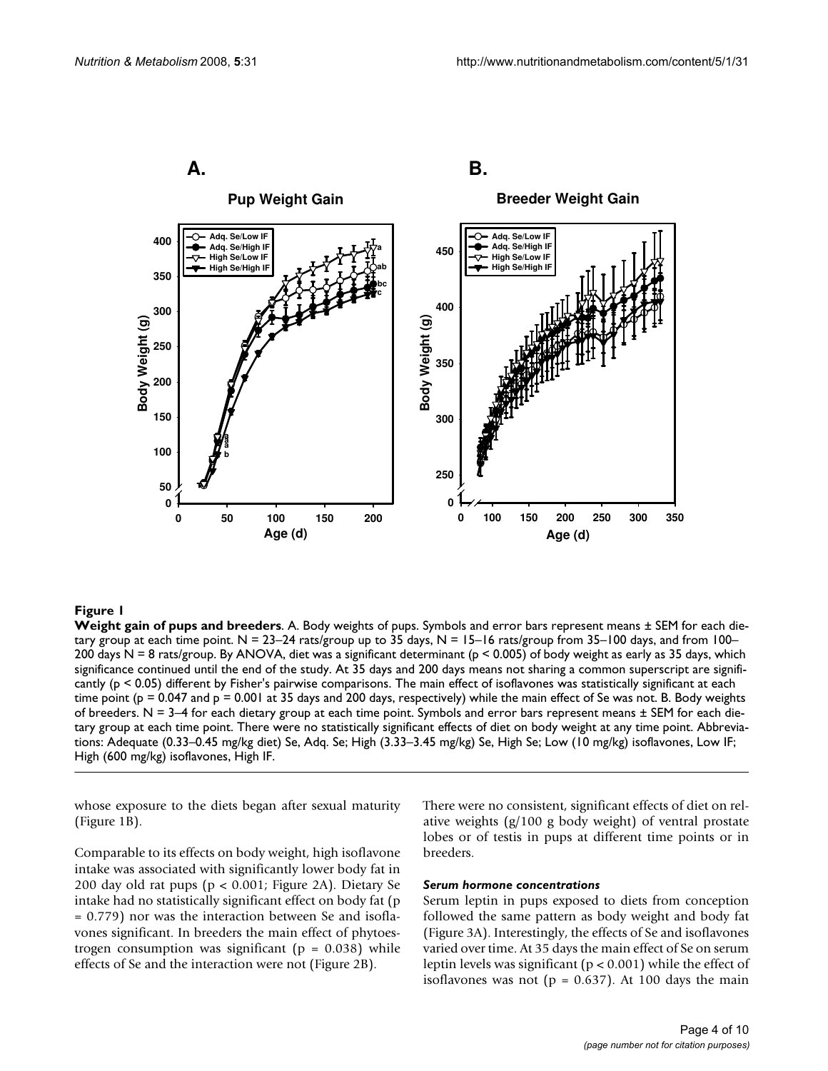**Figure 1**

**Weight gain of pups and breeders**. A. Body weights of pups. Symbols and error bars represent means ± SEM for each dietary group at each time point. N = 23–24 rats/group up to 35 days, N = 15–16 rats/group from 35–100 days, and from 100–200 days N = 8 rats/group. By ANOVA, diet was a significant determinant ($p < 0.005$) of body weight as early as 35 days, which significance continued until the end of the study. At 35 days and 200 days means not sharing a common superscript are significantly ($p < 0.05$) different by Fisher's pairwise comparisons. The main effect of isoflavones was statistically significant at each time point ($p = 0.047$ and $p = 0.001$ at 35 days and 200 days, respectively) while the main effect of Se was not. B. Body weights of breeders. N = 3–4 for each dietary group at each time point. Symbols and error bars represent means ± SEM for each dietary group at each time point. There were no statistically significant effects of diet on body weight at any time point. Abbreviations: Adequate (0.33–0.45 mg/kg diet) Se, Adq. Se; High (3.33–3.45 mg/kg) Se, High Se; Low (10 mg/kg) isoflavones, Low IF; High (600 mg/kg) isoflavones, High IF.

whose exposure to the diets began after sexual maturity (Figure 1B).

Comparable to its effects on body weight, high isoflavone intake was associated with significantly lower body fat in 200 day old rat pups ($p < 0.001$; Figure 2A). Dietary Se intake had no statistically significant effect on body fat ($p = 0.779$) nor was the interaction between Se and isoflavones significant. In breeders the main effect of phytoestrogen consumption was significant ($p = 0.038$) while effects of Se and the interaction were not (Figure 2B).

There were no consistent, significant effects of diet on relative weights (g/100 g body weight) of ventral prostate lobes or of testis in pups at different time points or in breeders.

### *Serum hormone concentrations*

Serum leptin in pups exposed to diets from conception followed the same pattern as body weight and body fat (Figure 3A). Interestingly, the effects of Se and isoflavones varied over time. At 35 days the main effect of Se on serum leptin levels was significant ($p < 0.001$) while the effect of isoflavones was not ($p = 0.637$). At 100 days the main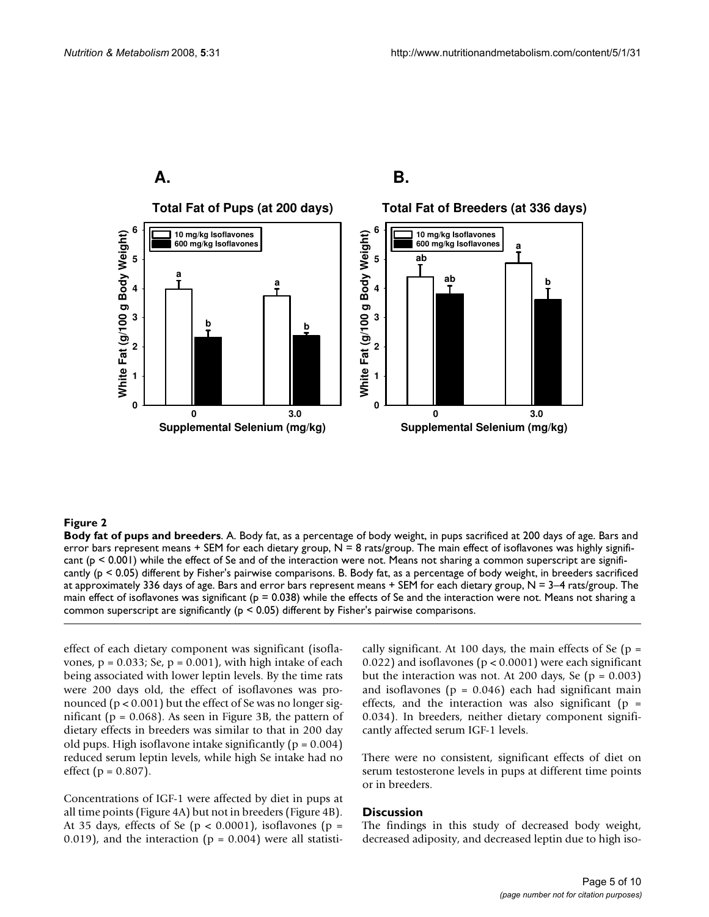**Figure 2**

**Body fat of pups and breeders**. A. Body fat, as a percentage of body weight, in pups sacrificed at 200 days of age. Bars and error bars represent means + SEM for each dietary group, N = 8 rats/group. The main effect of isoflavones was highly significant ($p < 0.001$) while the effect of Se and of the interaction were not. Means not sharing a common superscript are significantly ($p < 0.05$) different by Fisher's pairwise comparisons. B. Body fat, as a percentage of body weight, in breeders sacrificed at approximately 336 days of age. Bars and error bars represent means + SEM for each dietary group, N = 3–4 rats/group. The main effect of isoflavones was significant ($p = 0.038$) while the effects of Se and the interaction were not. Means not sharing a common superscript are significantly ($p < 0.05$) different by Fisher's pairwise comparisons.

effect of each dietary component was significant (isoflavones, $p = 0.033$; Se, $p = 0.001$), with high intake of each being associated with lower leptin levels. By the time rats were 200 days old, the effect of isoflavones was pronounced ($p < 0.001$) but the effect of Se was no longer significant ($p = 0.068$). As seen in Figure 3B, the pattern of dietary effects in breeders was similar to that in 200 day old pups. High isoflavone intake significantly ($p = 0.004$) reduced serum leptin levels, while high Se intake had no effect ($p = 0.807$).

Concentrations of IGF-1 were affected by diet in pups at all time points (Figure 4A) but not in breeders (Figure 4B). At 35 days, effects of Se ($p < 0.0001$), isoflavones ($p = 0.019$), and the interaction ($p = 0.004$) were all statistically significant. At 100 days, the main effects of Se ($p = 0.022$) and isoflavones ($p < 0.0001$) were each significant but the interaction was not. At 200 days, Se ($p = 0.003$) and isoflavones ($p = 0.046$) each had significant main effects, and the interaction was also significant ($p = 0.034$). In breeders, neither dietary component significantly affected serum IGF-1 levels.

There were no consistent, significant effects of diet on serum testosterone levels in pups at different time points or in breeders.

## Discussion

The findings in this study of decreased body weight, decreased adiposity, and decreased leptin due to high iso-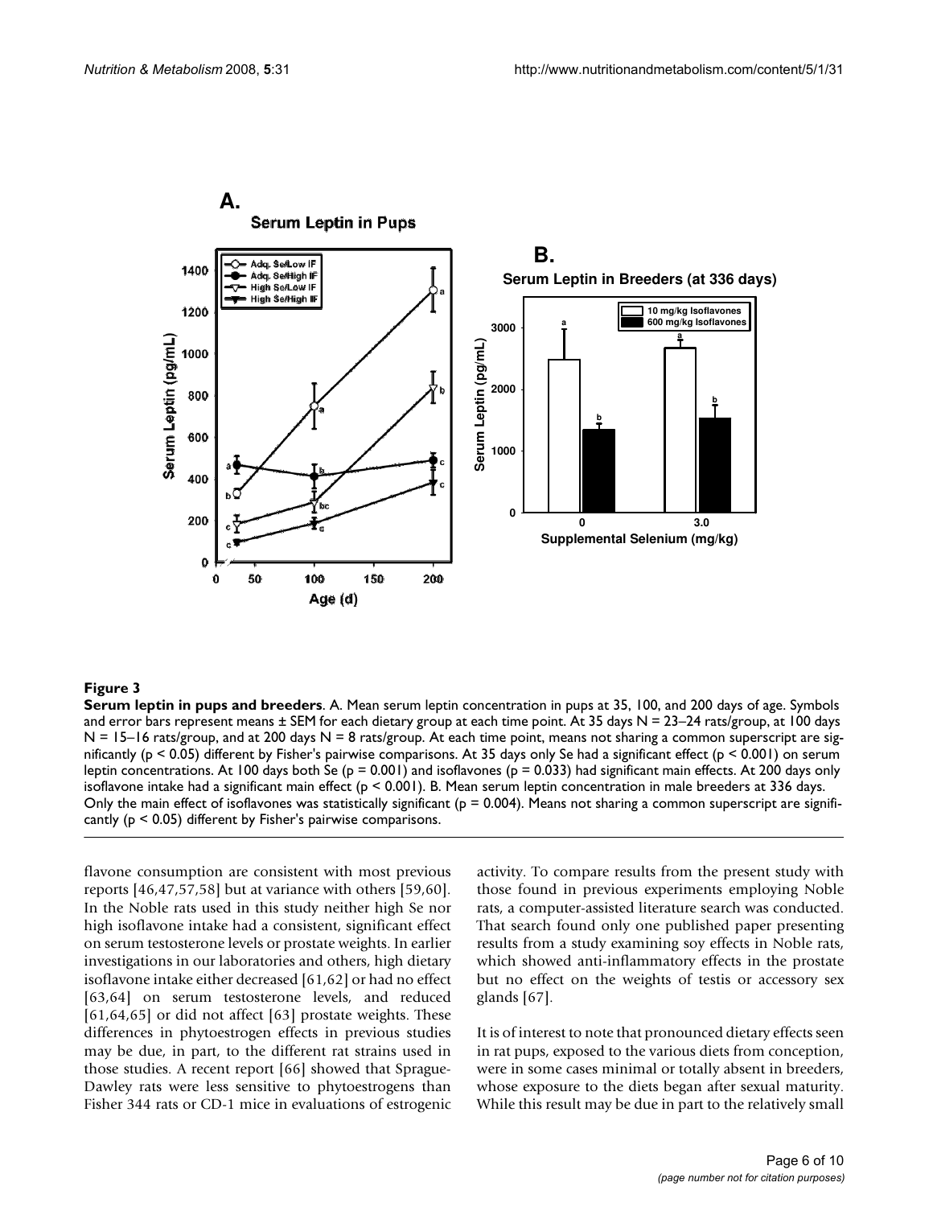**Figure 3**

**Serum leptin in pups and breeders**. A. Mean serum leptin concentration in pups at 35, 100, and 200 days of age. Symbols and error bars represent means ± SEM for each dietary group at each time point. At 35 days N = 23–24 rats/group, at 100 days N = 15–16 rats/group, and at 200 days N = 8 rats/group. At each time point, means not sharing a common superscript are significantly ($p < 0.05$) different by Fisher's pairwise comparisons. At 35 days only Se had a significant effect ($p < 0.001$) on serum leptin concentrations. At 100 days both Se ($p = 0.001$) and isoflavones ($p = 0.033$) had significant main effects. At 200 days only isoflavone intake had a significant main effect ($p < 0.001$). B. Mean serum leptin concentration in male breeders at 336 days. Only the main effect of isoflavones was statistically significant ($p = 0.004$). Means not sharing a common superscript are significantly ($p < 0.05$) different by Fisher's pairwise comparisons.

flavone consumption are consistent with most previous reports [46,47,57,58] but at variance with others [59,60]. In the Noble rats used in this study neither high Se nor high isoflavone intake had a consistent, significant effect on serum testosterone levels or prostate weights. In earlier investigations in our laboratories and others, high dietary isoflavone intake either decreased [61,62] or had no effect [63,64] on serum testosterone levels, and reduced [61,64,65] or did not affect [63] prostate weights. These differences in phytoestrogen effects in previous studies may be due, in part, to the different rat strains used in those studies. A recent report [66] showed that Sprague-Dawley rats were less sensitive to phytoestrogens than Fisher 344 rats or CD-1 mice in evaluations of estrogenic activity. To compare results from the present study with those found in previous experiments employing Noble rats, a computer-assisted literature search was conducted. That search found only one published paper presenting results from a study examining soy effects in Noble rats, which showed anti-inflammatory effects in the prostate but no effect on the weights of testis or accessory sex glands [67].

It is of interest to note that pronounced dietary effects seen in rat pups, exposed to the various diets from conception, were in some cases minimal or totally absent in breeders, whose exposure to the diets began after sexual maturity. While this result may be due in part to the relatively small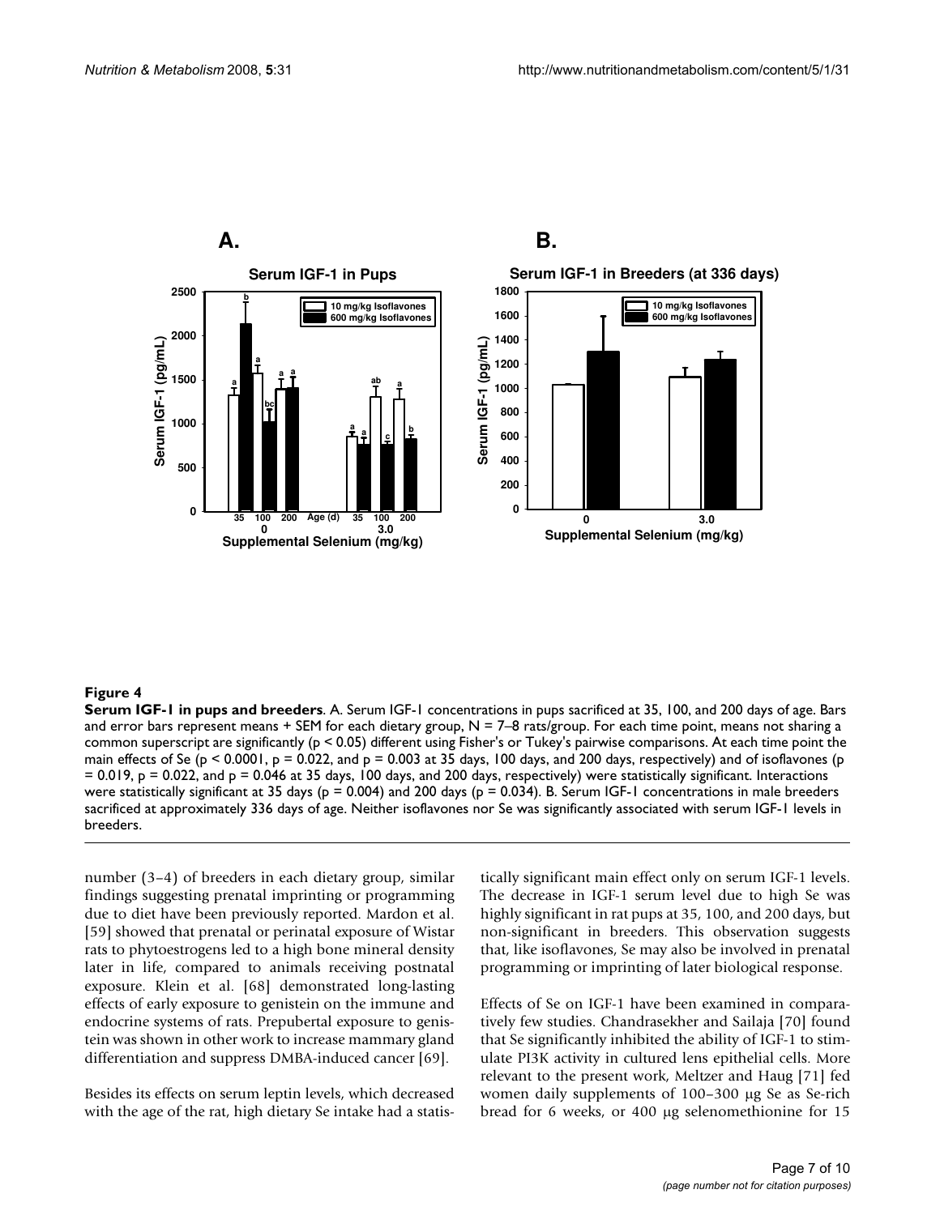**Figure 4**

**Serum IGF-1 in pups and breeders**. A. Serum IGF-1 concentrations in pups sacrificed at 35, 100, and 200 days of age. Bars and error bars represent means + SEM for each dietary group, N = 7–8 rats/group. For each time point, means not sharing a common superscript are significantly ($p < 0.05$) different using Fisher's or Tukey's pairwise comparisons. At each time point the main effects of Se ($p < 0.0001$, $p = 0.022$, and $p = 0.003$ at 35 days, 100 days, and 200 days, respectively) and of isoflavones ($p = 0.019$, $p = 0.022$, and $p = 0.046$ at 35 days, 100 days, and 200 days, respectively) were statistically significant. Interactions were statistically significant at 35 days ($p = 0.004$) and 200 days ($p = 0.034$). B. Serum IGF-1 concentrations in male breeders sacrificed at approximately 336 days of age. Neither isoflavones nor Se was significantly associated with serum IGF-1 levels in breeders.

number (3–4) of breeders in each dietary group, similar findings suggesting prenatal imprinting or programming due to diet have been previously reported. Mardon et al. [59] showed that prenatal or perinatal exposure of Wistar rats to phytoestrogens led to a high bone mineral density later in life, compared to animals receiving postnatal exposure. Klein et al. [68] demonstrated long-lasting effects of early exposure to genistein on the immune and endocrine systems of rats. Prepubertal exposure to genistein was shown in other work to increase mammary gland differentiation and suppress DMBA-induced cancer [69].

Besides its effects on serum leptin levels, which decreased with the age of the rat, high dietary Se intake had a statistically significant main effect only on serum IGF-1 levels. The decrease in IGF-1 serum level due to high Se was highly significant in rat pups at 35, 100, and 200 days, but non-significant in breeders. This observation suggests that, like isoflavones, Se may also be involved in prenatal programming or imprinting of later biological response.

Effects of Se on IGF-1 have been examined in comparatively few studies. Chandrasekher and Sailaja [70] found that Se significantly inhibited the ability of IGF-1 to stimulate PI3K activity in cultured lens epithelial cells. More relevant to the present work, Meltzer and Haug [71] fed women daily supplements of 100–300 μg Se as Se-rich bread for 6 weeks, or 400 μg selenomethionine for 15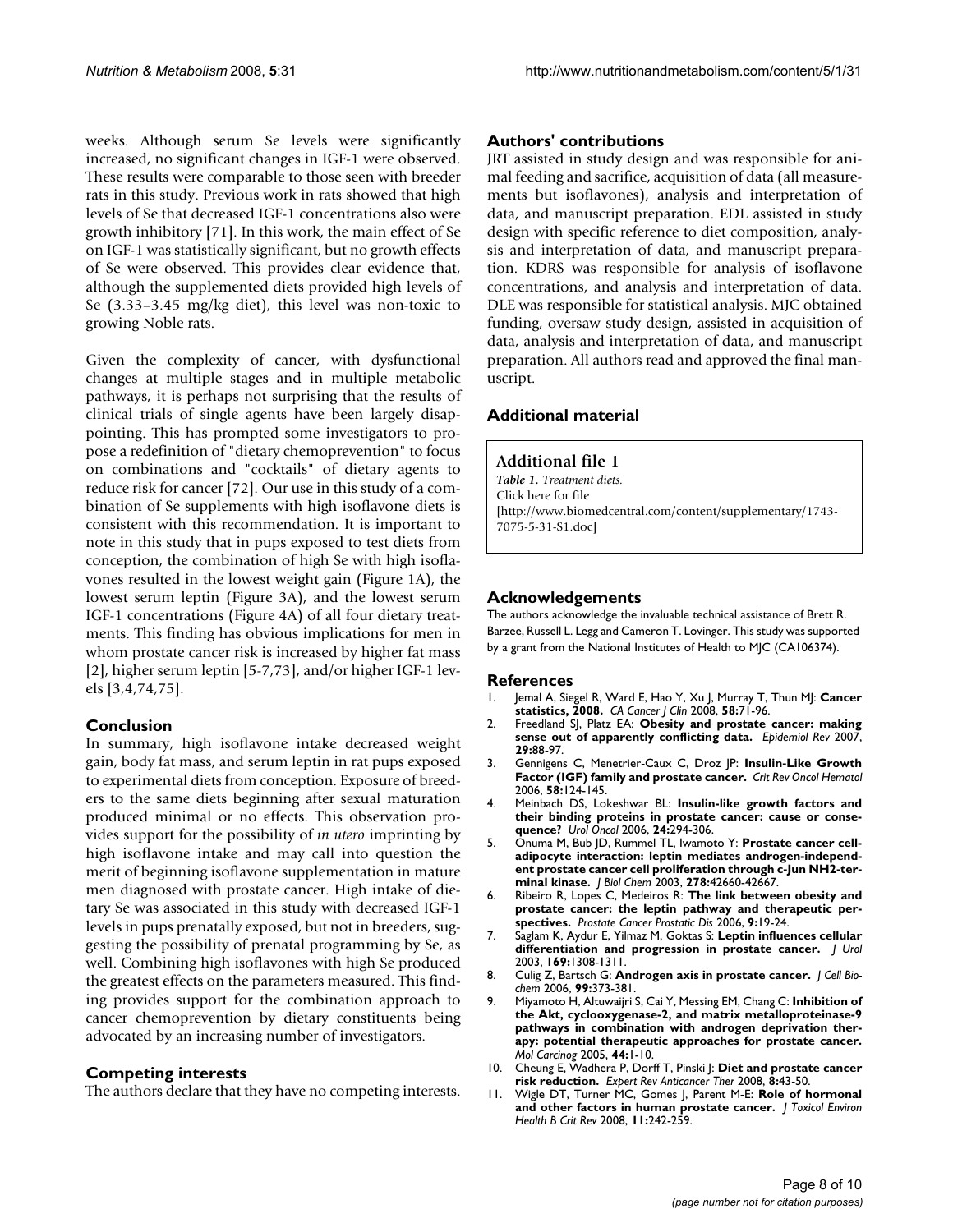weeks. Although serum Se levels were significantly increased, no significant changes in IGF-1 were observed. These results were comparable to those seen with breeder rats in this study. Previous work in rats showed that high levels of Se that decreased IGF-1 concentrations also were growth inhibitory [71]. In this work, the main effect of Se on IGF-1 was statistically significant, but no growth effects of Se were observed. This provides clear evidence that, although the supplemented diets provided high levels of Se (3.33–3.45 mg/kg diet), this level was non-toxic to growing Noble rats.

Given the complexity of cancer, with dysfunctional changes at multiple stages and in multiple metabolic pathways, it is perhaps not surprising that the results of clinical trials of single agents have been largely disappointing. This has prompted some investigators to propose a redefinition of "dietary chemoprevention" to focus on combinations and "cocktails" of dietary agents to reduce risk for cancer [72]. Our use in this study of a combination of Se supplements with high isoflavone diets is consistent with this recommendation. It is important to note in this study that in pups exposed to test diets from conception, the combination of high Se with high isoflavones resulted in the lowest weight gain (Figure 1A), the lowest serum leptin (Figure 3A), and the lowest serum IGF-1 concentrations (Figure 4A) of all four dietary treatments. This finding has obvious implications for men in whom prostate cancer risk is increased by higher fat mass [2], higher serum leptin [5-7,73], and/or higher IGF-1 levels [3,4,74,75].

## Conclusion

In summary, high isoflavone intake decreased weight gain, body fat mass, and serum leptin in rat pups exposed to experimental diets from conception. Exposure of breeders to the same diets beginning after sexual maturation produced minimal or no effects. This observation provides support for the possibility of *in utero* imprinting by high isoflavone intake and may call into question the merit of beginning isoflavone supplementation in mature men diagnosed with prostate cancer. High intake of dietary Se was associated in this study with decreased IGF-1 levels in pups prenatally exposed, but not in breeders, suggesting the possibility of prenatal programming by Se, as well. Combining high isoflavones with high Se produced the greatest effects on the parameters measured. This finding provides support for the combination approach to cancer chemoprevention by dietary constituents being advocated by an increasing number of investigators.

## Competing interests

The authors declare that they have no competing interests.

## Authors' contributions

JRT assisted in study design and was responsible for animal feeding and sacrifice, acquisition of data (all measurements but isoflavones), analysis and interpretation of data, and manuscript preparation. EDL assisted in study design with specific reference to diet composition, analysis and interpretation of data, and manuscript preparation. KDRS was responsible for analysis of isoflavone concentrations, and analysis and interpretation of data. DLE was responsible for statistical analysis. MJC obtained funding, oversaw study design, assisted in acquisition of data, analysis and interpretation of data, and manuscript preparation. All authors read and approved the final manuscript.

## Additional material

**Additional file 1**
*Table 1. Treatment diets.*
Click here for file
[http://www.biomedcentral.com/content/supplementary/1743-7075-5-31-S1.doc]

## Acknowledgements

The authors acknowledge the invaluable technical assistance of Brett R. Barzee, Russell L. Legg and Cameron T. Lovinger. This study was supported by a grant from the National Institutes of Health to MJC (CA106374).

## References

1. Jemal A, Siegel R, Ward E, Hao Y, Xu J, Murray T, Thun MJ: **Cancer statistics, 2008.** *CA Cancer J Clin* 2008, **58:**71-96.
2. Freedland SJ, Platz EA: **Obesity and prostate cancer: making sense out of apparently conflicting data.** *Epidemiol Rev* 2007, **29:**88-97.
3. Gennigens C, Menetrier-Caux C, Droz JP: **Insulin-Like Growth Factor (IGF) family and prostate cancer.** *Crit Rev Oncol Hematol* 2006, **58:**124-145.
4. Meinbach DS, Lokeshwar BL: **Insulin-like growth factors and their binding proteins in prostate cancer: cause or consequence?** *Urol Oncol* 2006, **24:**294-306.
5. Onuma M, Bub JD, Rummel TL, Iwamoto Y: **Prostate cancer cell-adipocyte interaction: leptin mediates androgen-independent prostate cancer cell proliferation through c-Jun NH2-terminal kinase.** *J Biol Chem* 2003, **278:**42660-42667.
6. Ribeiro R, Lopes C, Medeiros R: **The link between obesity and prostate cancer: the leptin pathway and therapeutic perspectives.** *Prostate Cancer Prostatic Dis* 2006, **9:**19-24.
7. Saglam K, Aydur E, Yilmaz M, Goktas S: **Leptin influences cellular differentiation and progression in prostate cancer.** *J Urol* 2003, **169:**1308-1311.
8. Culig Z, Bartsch G: **Androgen axis in prostate cancer.** *J Cell Biochem* 2006, **99:**373-381.
9. Miyamoto H, Altuwaijri S, Cai Y, Messing EM, Chang C: **Inhibition of the Akt, cyclooxygenase-2, and matrix metalloproteinase-9 pathways in combination with androgen deprivation therapy: potential therapeutic approaches for prostate cancer.** *Mol Carcinog* 2005, **44:**1-10.
10. Cheung E, Wadhera P, Dorff T, Pinski J: **Diet and prostate cancer risk reduction.** *Expert Rev Anticancer Ther* 2008, **8:**43-50.
11. Wigle DT, Turner MC, Gomes J, Parent M-E: **Role of hormonal and other factors in human prostate cancer.** *J Toxicol Environ Health B Crit Rev* 2008, **11:**242-259.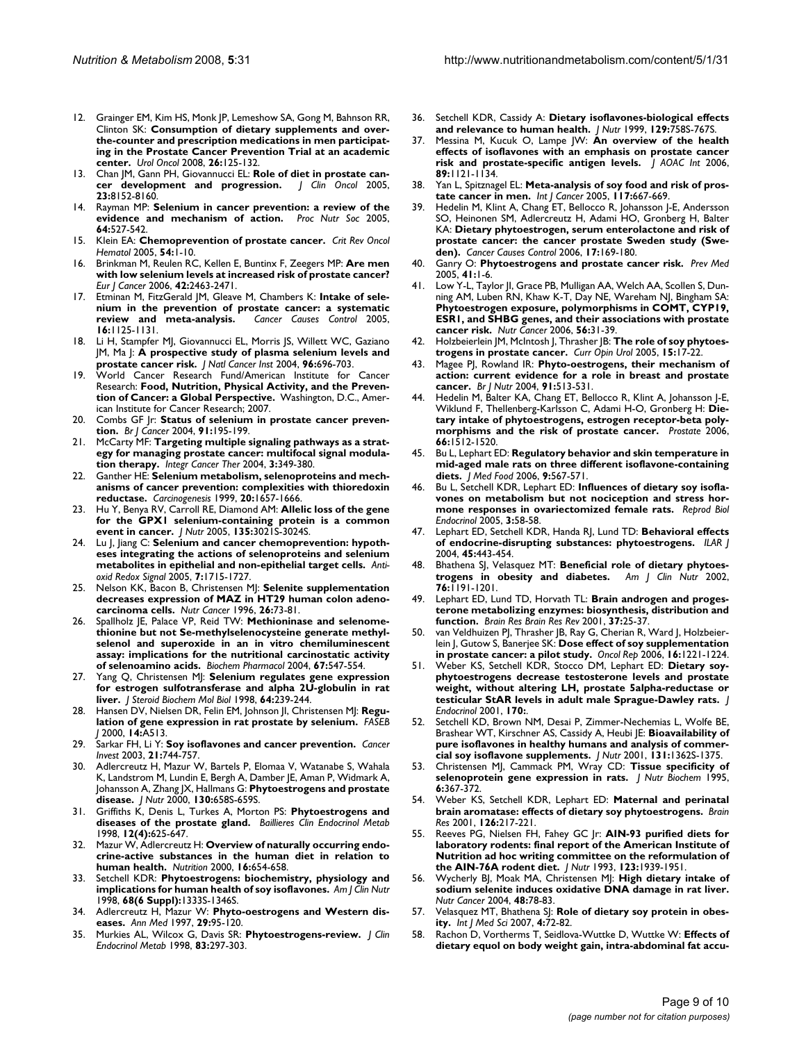12. Grainger EM, Kim HS, Monk JP, Lemeshow SA, Gong M, Bahnson RR, Clinton SK: **Consumption of dietary supplements and over-the-counter and prescription medications in men participating in the Prostate Cancer Prevention Trial at an academic center.** *Urol Oncol* 2008, **26:**125-132.
13. Chan JM, Gann PH, Giovannucci EL: **Role of diet in prostate cancer development and progression.** *J Clin Oncol* 2005, **23:**8152-8160.
14. Rayman MP: **Selenium in cancer prevention: a review of the evidence and mechanism of action.** *Proc Nutr Soc* 2005, **64:**527-542.
15. Klein EA: **Chemoprevention of prostate cancer.** *Crit Rev Oncol Hematol* 2005, **54:**1-10.
16. Brinkman M, Reulen RC, Kellen E, Buntinx F, Zeegers MP: **Are men with low selenium levels at increased risk of prostate cancer?** *Eur J Cancer* 2006, **42:**2463-2471.
17. Etminan M, FitzGerald JM, Gleave M, Chambers K: **Intake of selenium in the prevention of prostate cancer: a systematic review and meta-analysis.** *Cancer Causes Control* 2005, **16:**1125-1131.
18. Li H, Stampfer MJ, Giovannucci EL, Morris JS, Willett WC, Gaziano JM, Ma J: **A prospective study of plasma selenium levels and prostate cancer risk.** *J Natl Cancer Inst* 2004, **96:**696-703.
19. World Cancer Research Fund/American Institute for Cancer Research: **Food, Nutrition, Physical Activity, and the Prevention of Cancer: a Global Perspective.** Washington, D.C., American Institute for Cancer Research; 2007.
20. Combs GF Jr: **Status of selenium in prostate cancer prevention.** *Br J Cancer* 2004, **91:**195-199.
21. McCarty MF: **Targeting multiple signaling pathways as a strategy for managing prostate cancer: multifocal signal modulation therapy.** *Integr Cancer Ther* 2004, **3:**349-380.
22. Ganther HE: **Selenium metabolism, selenoproteins and mechanisms of cancer prevention: complexities with thioredoxin reductase.** *Carcinogenesis* 1999, **20:**1657-1666.
23. Hu Y, Benya RV, Carroll RE, Diamond AM: **Allelic loss of the gene for the GPX1 selenium-containing protein is a common event in cancer.** *J Nutr* 2005, **135:**3021S-3024S.
24. Lu J, Jiang C: **Selenium and cancer chemoprevention: hypotheses integrating the actions of selenoproteins and selenium metabolites in epithelial and non-epithelial target cells.** *Antioxid Redox Signal* 2005, **7:**1715-1727.
25. Nelson KK, Bacon B, Christensen MJ: **Selenite supplementation decreases expression of MAZ in HT29 human colon adenocarcinoma cells.** *Nutr Cancer* 1996, **26:**73-81.
26. Spallholz JE, Palace VP, Reid TW: **Methioninase and selenomethionine but not Se-methylselenocysteine generate methylselenol and superoxide in an in vitro chemiluminescent assay: implications for the nutritional carcinostatic activity of selenoamino acids.** *Biochem Pharmacol* 2004, **67:**547-554.
27. Yang Q, Christensen MJ: **Selenium regulates gene expression for estrogen sulfotransferase and alpha 2U-globulin in rat liver.** *J Steroid Biochem Mol Biol* 1998, **64:**239-244.
28. Hansen DV, Nielsen DR, Felin EM, Johnson JI, Christensen MJ: **Regulation of gene expression in rat prostate by selenium.** *FASEB J* 2000, **14:**A513.
29. Sarkar FH, Li Y: **Soy isoflavones and cancer prevention.** *Cancer Invest* 2003, **21:**744-757.
30. Adlercreutz H, Mazur W, Bartels P, Elomaa V, Watanabe S, Wahala K, Landstrom M, Lundin E, Bergh A, Damber JE, Aman P, Widmark A, Johansson A, Zhang JX, Hallmans G: **Phytoestrogens and prostate disease.** *J Nutr* 2000, **130:**658S-659S.
31. Griffiths K, Denis L, Turkes A, Morton PS: **Phytoestrogens and diseases of the prostate gland.** *Baillieres Clin Endocrinol Metab* 1998, **12(4):**625-647.
32. Mazur W, Adlercreutz H: **Overview of naturally occurring endocrine-active substances in the human diet in relation to human health.** *Nutrition* 2000, **16:**654-658.
33. Setchell KDR: **Phytoestrogens: biochemistry, physiology and implications for human health of soy isoflavones.** *Am J Clin Nutr* 1998, **68(6 Suppl):**1333S-1346S.
34. Adlercreutz H, Mazur W: **Phyto-oestrogens and Western diseases.** *Ann Med* 1997, **29:**95-120.
35. Murkies AL, Wilcox G, Davis SR: **Phytoestrogens-review.** *J Clin Endocrinol Metab* 1998, **83:**297-303.
36. Setchell KDR, Cassidy A: **Dietary isoflavones-biological effects and relevance to human health.** *J Nutr* 1999, **129:**758S-767S.
37. Messina M, Kucuk O, Lampe JW: **An overview of the health effects of isoflavones with an emphasis on prostate cancer risk and prostate-specific antigen levels.** *J AOAC Int* 2006, **89:**1121-1134.
38. Yan L, Spitznagel EL: **Meta-analysis of soy food and risk of prostate cancer in men.** *Int J Cancer* 2005, **117:**667-669.
39. Hedelin M, Klint A, Chang ET, Bellocco R, Johansson J-E, Andersson SO, Heinonen SM, Adlercreutz H, Adami HO, Gronberg H, Balter KA: **Dietary phytoestrogen, serum enterolactone and risk of prostate cancer: the cancer prostate Sweden study (Sweden).** *Cancer Causes Control* 2006, **17:**169-180.
40. Ganry O: **Phytoestrogens and prostate cancer risk.** *Prev Med* 2005, **41:**1-6.
41. Low Y-L, Taylor JI, Grace PB, Mulligan AA, Welch AA, Scollen S, Dunning AM, Luben RN, Khaw K-T, Day NE, Wareham NJ, Bingham SA: **Phytoestrogen exposure, polymorphisms in COMT, CYP19, ESR1, and SHBG genes, and their associations with prostate cancer risk.** *Nutr Cancer* 2006, **56:**31-39.
42. Holzbeierlein JM, McIntosh J, Thrasher JB: **The role of soy phytoestrogens in prostate cancer.** *Curr Opin Urol* 2005, **15:**17-22.
43. Magee PJ, Rowland IR: **Phyto-oestrogens, their mechanism of action: current evidence for a role in breast and prostate cancer.** *Br J Nutr* 2004, **91:**513-531.
44. Hedelin M, Balter KA, Chang ET, Bellocco R, Klint A, Johansson J-E, Wiklund F, Thellenberg-Karlsson C, Adami H-O, Gronberg H: **Dietary intake of phytoestrogens, estrogen receptor-beta polymorphisms and the risk of prostate cancer.** *Prostate* 2006, **66:**1512-1520.
45. Bu L, Lephart ED: **Regulatory behavior and skin temperature in mid-aged male rats on three different isoflavone-containing diets.** *J Med Food* 2006, **9:**567-571.
46. Bu L, Setchell KDR, Lephart ED: **Influences of dietary soy isoflavones on metabolism but not nociception and stress hormone responses in ovariectomized female rats.** *Reprod Biol Endocrinol* 2005, **3:**58-58.
47. Lephart ED, Setchell KDR, Handa RJ, Lund TD: **Behavioral effects of endocrine-disrupting substances: phytoestrogens.** *ILAR J* 2004, **45:**443-454.
48. Bhathena SJ, Velasquez MT: **Beneficial role of dietary phytoestrogens in obesity and diabetes.** *Am J Clin Nutr* 2002, **76:**1191-1201.
49. Lephart ED, Lund TD, Horvath TL: **Brain androgen and progesterone metabolizing enzymes: biosynthesis, distribution and function.** *Brain Res Brain Res Rev* 2001, **37:**25-37.
50. van Veldhuizen PJ, Thrasher JB, Ray G, Cherian R, Ward J, Holzbeierlein J, Gutow S, Banerjee SK: **Dose effect of soy supplementation in prostate cancer: a pilot study.** *Oncol Rep* 2006, **16:**1221-1224.
51. Weber KS, Setchell KDR, Stocco DM, Lephart ED: **Dietary soy-phytoestrogens decrease testosterone levels and prostate weight, without altering LH, prostate 5alpha-reductase or testicular StAR levels in adult male Sprague-Dawley rats.** *J Endocrinol* 2001, **170:**.
52. Setchell KD, Brown NM, Desai P, Zimmer-Nechemias L, Wolfe BE, Brashear WT, Kirschner AS, Cassidy A, Heubi JE: **Bioavailability of pure isoflavones in healthy humans and analysis of commercial soy isoflavone supplements.** *J Nutr* 2001, **131:**1362S-1375.
53. Christensen MJ, Cammack PM, Wray CD: **Tissue specificity of selenoprotein gene expression in rats.** *J Nutr Biochem* 1995, **6:**367-372.
54. Weber KS, Setchell KDR, Lephart ED: **Maternal and perinatal brain aromatase: effects of dietary soy phytoestrogens.** *Brain Res* 2001, **126:**217-221.
55. Reeves PG, Nielsen FH, Fahey GC Jr: **AIN-93 purified diets for laboratory rodents: final report of the American Institute of Nutrition ad hoc writing committee on the reformulation of the AIN-76A rodent diet.** *J Nutr* 1993, **123:**1939-1951.
56. Wycherly BJ, Moak MA, Christensen MJ: **High dietary intake of sodium selenite induces oxidative DNA damage in rat liver.** *Nutr Cancer* 2004, **48:**78-83.
57. Velasquez MT, Bhathena SJ: **Role of dietary soy protein in obesity.** *Int J Med Sci* 2007, **4:**72-82.
58. Rachon D, Vortherms T, Seidlova-Wuttke D, Wuttke W: **Effects of dietary equol on body weight gain, intra-abdominal fat accu-**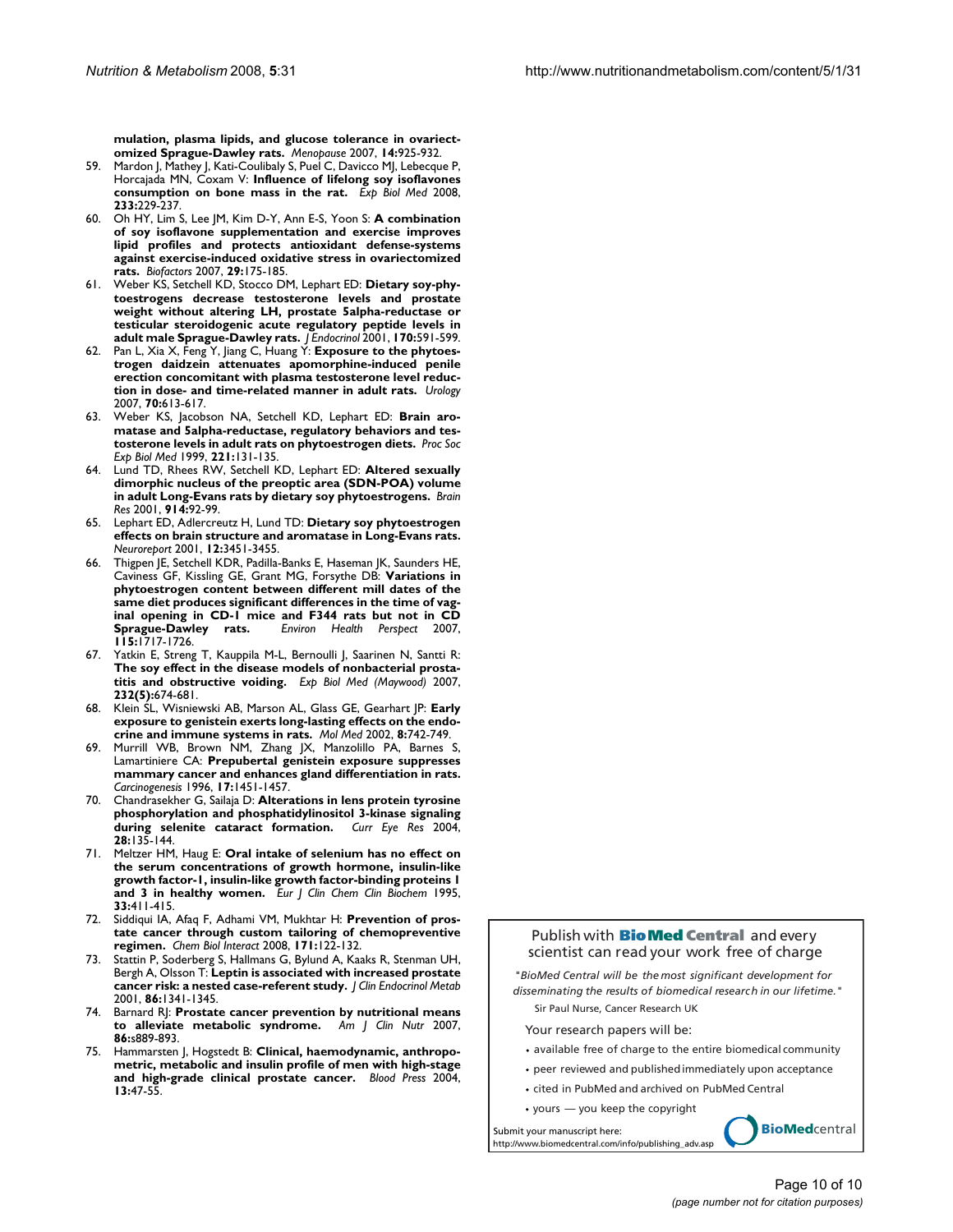**mulation, plasma lipids, and glucose tolerance in ovariectomized Sprague-Dawley rats.** *Menopause* 2007, **14:**925-932.

59. Mardon J, Mathey J, Kati-Coulibaly S, Puel C, Davicco MJ, Lebecque P, Horcajada MN, Coxam V: **Influence of lifelong soy isoflavones consumption on bone mass in the rat.** *Exp Biol Med* 2008, **233:**229-237.
60. Oh HY, Lim S, Lee JM, Kim D-Y, Ann E-S, Yoon S: **A combination of soy isoflavone supplementation and exercise improves lipid profiles and protects antioxidant defense-systems against exercise-induced oxidative stress in ovariectomized rats.** *Biofactors* 2007, **29:**175-185.
61. Weber KS, Setchell KD, Stocco DM, Lephart ED: **Dietary soy-phytoestrogens decrease testosterone levels and prostate weight without altering LH, prostate 5alpha-reductase or testicular steroidogenic acute regulatory peptide levels in adult male Sprague-Dawley rats.** *J Endocrinol* 2001, **170:**591-599.
62. Pan L, Xia X, Feng Y, Jiang C, Huang Y: **Exposure to the phytoestrogen daidzein attenuates apomorphine-induced penile erection concomitant with plasma testosterone level reduction in dose- and time-related manner in adult rats.** *Urology* 2007, **70:**613-617.
63. Weber KS, Jacobson NA, Setchell KD, Lephart ED: **Brain aromatase and 5alpha-reductase, regulatory behaviors and testosterone levels in adult rats on phytoestrogen diets.** *Proc Soc Exp Biol Med* 1999, **221:**131-135.
64. Lund TD, Rhees RW, Setchell KD, Lephart ED: **Altered sexually dimorphic nucleus of the preoptic area (SDN-POA) volume in adult Long-Evans rats by dietary soy phytoestrogens.** *Brain Res* 2001, **914:**92-99.
65. Lephart ED, Adlercreutz H, Lund TD: **Dietary soy phytoestrogen effects on brain structure and aromatase in Long-Evans rats.** *Neuroreport* 2001, **12:**3451-3455.
66. Thigpen JE, Setchell KDR, Padilla-Banks E, Haseman JK, Saunders HE, Caviness GF, Kissling GE, Grant MG, Forsythe DB: **Variations in phytoestrogen content between different mill dates of the same diet produces significant differences in the time of vaginal opening in CD-1 mice and F344 rats but not in CD Sprague-Dawley rats.** *Environ Health Perspect* 2007, **115:**1717-1726.
67. Yatkin E, Streng T, Kauppila M-L, Bernoulli J, Saarinen N, Santti R: **The soy effect in the disease models of nonbacterial prostatitis and obstructive voiding.** *Exp Biol Med (Maywood)* 2007, **232(5):**674-681.
68. Klein SL, Wisniewski AB, Marson AL, Glass GE, Gearhart JP: **Early exposure to genistein exerts long-lasting effects on the endocrine and immune systems in rats.** *Mol Med* 2002, **8:**742-749.
69. Murrill WB, Brown NM, Zhang JX, Manzolillo PA, Barnes S, Lamartiniere CA: **Prepubertal genistein exposure suppresses mammary cancer and enhances gland differentiation in rats.** *Carcinogenesis* 1996, **17:**1451-1457.
70. Chandrasekher G, Sailaja D: **Alterations in lens protein tyrosine phosphorylation and phosphatidylinositol 3-kinase signaling during selenite cataract formation.** *Curr Eye Res* 2004, **28:**135-144.
71. Meltzer HM, Haug E: **Oral intake of selenium has no effect on the serum concentrations of growth hormone, insulin-like growth factor-1, insulin-like growth factor-binding proteins 1 and 3 in healthy women.** *Eur J Clin Chem Clin Biochem* 1995, **33:**411-415.
72. Siddiqui IA, Afaq F, Adhami VM, Mukhtar H: **Prevention of prostate cancer through custom tailoring of chemopreventive regimen.** *Chem Biol Interact* 2008, **171:**122-132.
73. Stattin P, Soderberg S, Hallmans G, Bylund A, Kaaks R, Stenman UH, Bergh A, Olsson T: **Leptin is associated with increased prostate cancer risk: a nested case-referent study.** *J Clin Endocrinol Metab* 2001, **86:**1341-1345.
74. Barnard RJ: **Prostate cancer prevention by nutritional means to alleviate metabolic syndrome.** *Am J Clin Nutr* 2007, **86:**s889-893.
75. Hammarsten J, Hogstedt B: **Clinical, haemodynamic, anthropometric, metabolic and insulin profile of men with high-stage and high-grade clinical prostate cancer.** *Blood Press* 2004, **13:**47-55.

Publish with **BioMed Central** and every scientist can read your work free of charge

*"BioMed Central will be the most significant development for disseminating the results of biomedical research in our lifetime."*

Sir Paul Nurse, Cancer Research UK

Your research papers will be:

- available free of charge to the entire biomedical community
- peer reviewed and published immediately upon acceptance
- cited in PubMed and archived on PubMed Central
- yours — you keep the copyright

Submit your manuscript here:
http://www.biomedcentral.com/info/publishing_adv.asp

**BioMed**central